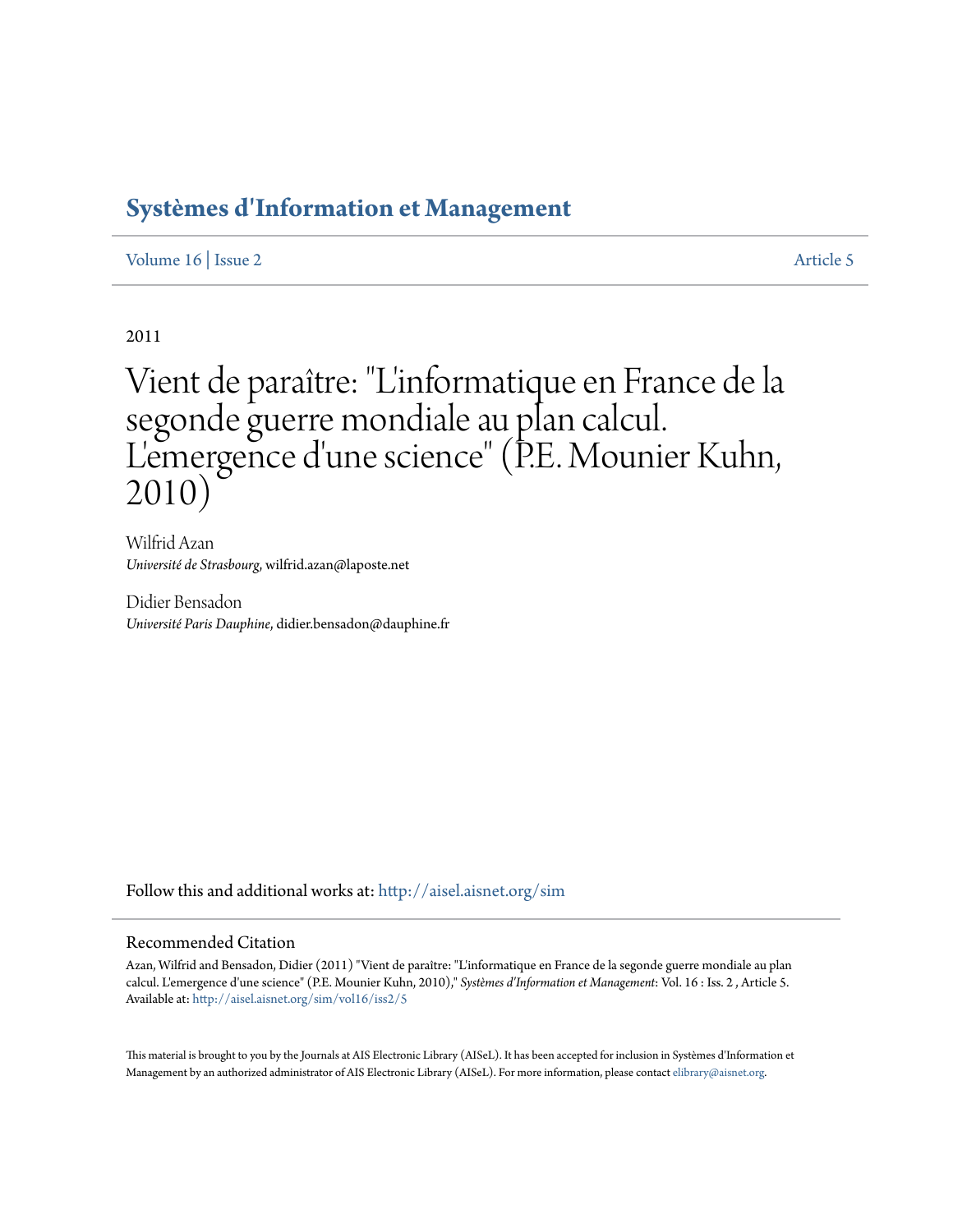# Systèmes d'Information et Management

Volume 16 | Issue 2 Article 5

2011

# Vient de paraître: "L'informatique en France de la segonde guerre mondiale au plan calcul. L'emergence d'une science" (P.E. Mounier Kuhn, 2010)

Wilfrid Azan
*Université de Strasbourg*, wilfrid.azan@laposte.net

Didier Bensadon
*Université Paris Dauphine*, didier.bensadon@dauphine.fr

Follow this and additional works at: http://aisel.aisnet.org/sim

## Recommended Citation

Azan, Wilfrid and Bensadon, Didier (2011) "Vient de paraître: "L'informatique en France de la segonde guerre mondiale au plan calcul. L'emergence d'une science" (P.E. Mounier Kuhn, 2010)," *Systèmes d'Information et Management*: Vol. 16 : Iss. 2 , Article 5.
Available at: http://aisel.aisnet.org/sim/vol16/iss2/5

This material is brought to you by the Journals at AIS Electronic Library (AISeL). It has been accepted for inclusion in Systèmes d'Information et Management by an authorized administrator of AIS Electronic Library (AISeL). For more information, please contact elibrary@aisnet.org.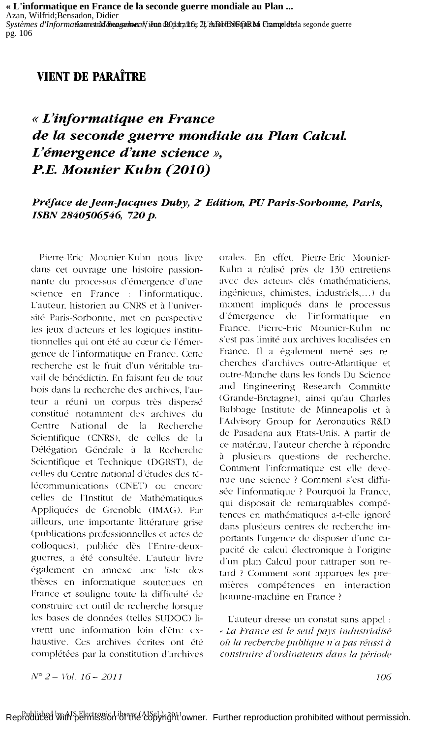## VIENT DE PARAÎTRE

# *« L'informatique en France de la seconde guerre mondiale au Plan Calcul. L'émergence d'une science », P.E. Mounier Kuhn (2010)*

### *Préface de Jean-Jacques Duby, 2e Edition, PU Paris-Sorbonne, Paris, ISBN 2840506546, 720 p.*

Pierre-Eric Mounier-Kuhn nous livre dans cet ouvrage une histoire passionnante du processus d'émergence d'une science en France : l'informatique. L'auteur, historien au CNRS et à l'université Paris-Sorbonne, met en perspective les jeux d'acteurs et les logiques institutionnelles qui ont été au cœur de l'émergence de l'informatique en France. Cette recherche est le fruit d'un véritable travail de bénédictin. En faisant feu de tout bois dans la recherche des archives, l'auteur a réuni un corpus très dispersé constitué notamment des archives du Centre National de la Recherche Scientifique (CNRS), de celles de la Délégation Générale à la Recherche Scientifique et Technique (DGRST), de celles du Centre national d'études des télécommunications (CNET) ou encore celles de l'Institut de Mathématiques Appliquées de Grenoble (IMAG). Par ailleurs, une importante littérature grise (publications professionnelles et actes de colloques), publiée dès l'Entre-deux-guerres, a été consultée. L'auteur livre également en annexe une liste des thèses en informatique soutenues en France et souligne toute la difficulté de construire cet outil de recherche lorsque les bases de données (telles SUDOC) livrent une information loin d'être exhaustive. Ces archives écrites ont été complétées par la constitution d'archives orales. En effet, Pierre-Eric Mounier-Kuhn a réalisé près de 130 entretiens avec des acteurs clés (mathématiciens, ingénieurs, chimistes, industriels,...) du moment impliqués dans le processus d'émergence de l'informatique en France. Pierre-Eric Mounier-Kuhn ne s'est pas limité aux archives localisées en France. Il a également mené ses recherches d'archives outre-Atlantique et outre-Manche dans les fonds Du Science and Engineering Research Committe (Grande-Bretagne), ainsi qu'au Charles Babbage Institute de Minneapolis et à l'Advisory Group for Aeronautics R&D de Pasadena aux Etats-Unis. A partir de ce matériau, l'auteur cherche à répondre à plusieurs questions de recherche. Comment l'informatique est elle devenue une science ? Comment s'est diffusée l'informatique ? Pourquoi la France, qui disposait de remarquables compétences en mathématiques a-t-elle ignoré dans plusieurs centres de recherche importants l'urgence de disposer d'une capacité de calcul électronique à l'origine d'un plan Calcul pour rattraper son retard ? Comment sont apparues les premières compétences en interaction homme-machine en France ?

L'auteur dresse un constat sans appel : *« La France est le seul pays industrialisé où la recherche publique n'a pas réussi à construire d'ordinateurs dans la période*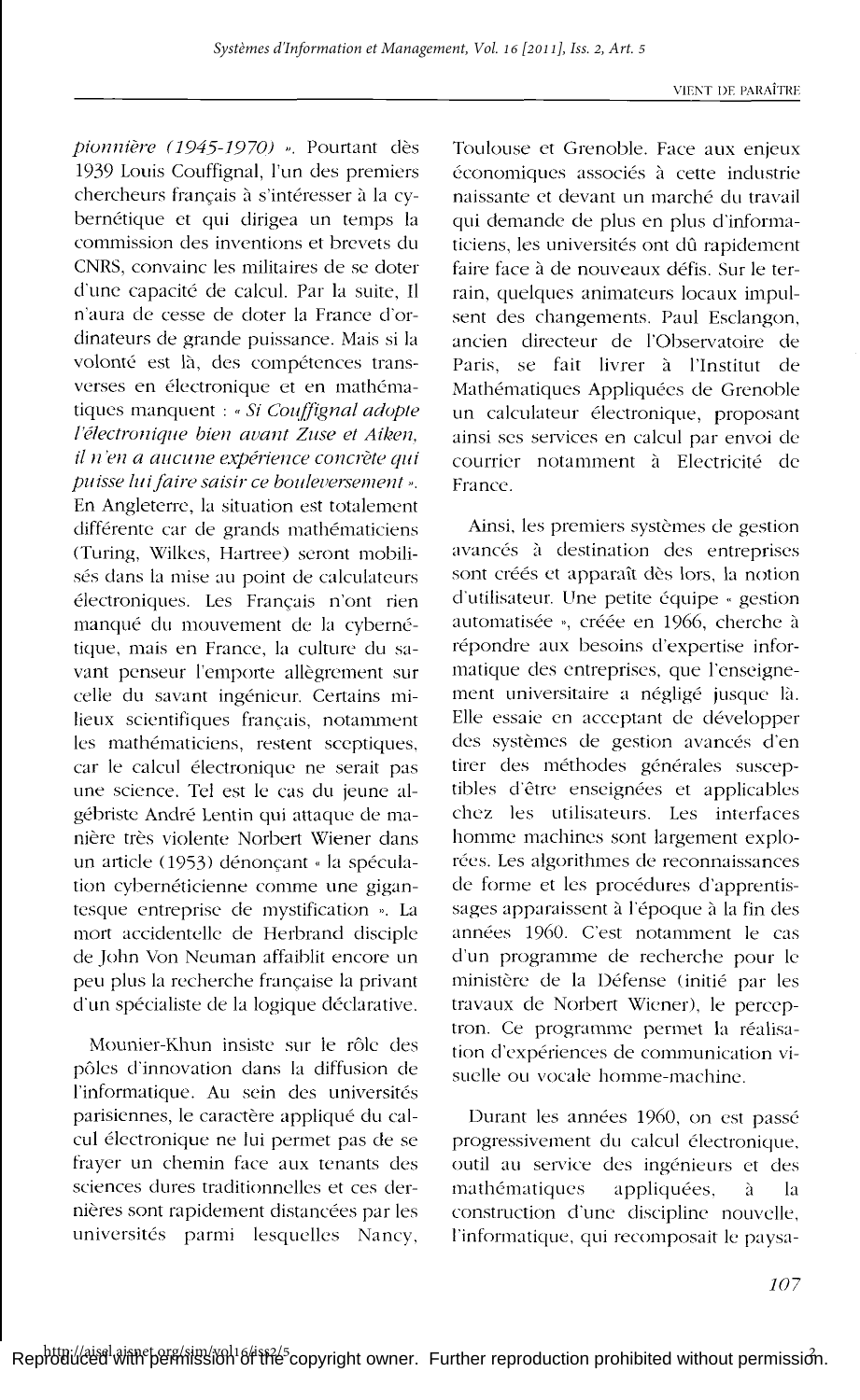*pionnière (1945-1970)* ». Pourtant dès 1939 Louis Couffignal, l'un des premiers chercheurs français à s'intéresser à la cybernétique et qui dirigea un temps la commission des inventions et brevets du CNRS, convainc les militaires de se doter d'une capacité de calcul. Par la suite, Il n'aura de cesse de doter la France d'ordinateurs de grande puissance. Mais si la volonté est là, des compétences transverses en électronique et en mathématiques manquent : « *Si Couffignal adopte l'électronique bien avant Zuse et Aiken, il n'en a aucune expérience concrète qui puisse lui faire saisir ce bouleversement* ». En Angleterre, la situation est totalement différente car de grands mathématiciens (Turing, Wilkes, Hartree) seront mobilisés dans la mise au point de calculateurs électroniques. Les Français n'ont rien manqué du mouvement de la cybernétique, mais en France, la culture du savant penseur l'emporte allègrement sur celle du savant ingénieur. Certains milieux scientifiques français, notamment les mathématiciens, restent sceptiques, car le calcul électronique ne serait pas une science. Tel est le cas du jeune algébriste André Lentin qui attaque de manière très violente Norbert Wiener dans un article (1953) dénonçant « la spéculation cybernéticienne comme une gigantesque entreprise de mystification ». La mort accidentelle de Herbrand disciple de John Von Neuman affaiblit encore un peu plus la recherche française la privant d'un spécialiste de la logique déclarative.

Mounier-Khun insiste sur le rôle des pôles d'innovation dans la diffusion de l'informatique. Au sein des universités parisiennes, le caractère appliqué du calcul électronique ne lui permet pas de se frayer un chemin face aux tenants des sciences dures traditionnelles et ces dernières sont rapidement distancées par les universités parmi lesquelles Nancy, Toulouse et Grenoble. Face aux enjeux économiques associés à cette industrie naissante et devant un marché du travail qui demande de plus en plus d'informaticiens, les universités ont dû rapidement faire face à de nouveaux défis. Sur le terrain, quelques animateurs locaux impulsent des changements. Paul Esclangon, ancien directeur de l'Observatoire de Paris, se fait livrer à l'Institut de Mathématiques Appliquées de Grenoble un calculateur électronique, proposant ainsi ses services en calcul par envoi de courrier notamment à Electricité de France.

Ainsi, les premiers systèmes de gestion avancés à destination des entreprises sont créés et apparaît dès lors, la notion d'utilisateur. Une petite équipe « gestion automatisée », créée en 1966, cherche à répondre aux besoins d'expertise informatique des entreprises, que l'enseignement universitaire a négligé jusque là. Elle essaie en acceptant de développer des systèmes de gestion avancés d'en tirer des méthodes générales susceptibles d'être enseignées et applicables chez les utilisateurs. Les interfaces homme machines sont largement explorées. Les algorithmes de reconnaissances de forme et les procédures d'apprentissages apparaissent à l'époque à la fin des années 1960. C'est notamment le cas d'un programme de recherche pour le ministère de la Défense (initié par les travaux de Norbert Wiener), le perceptron. Ce programme permet la réalisation d'expériences de communication visuelle ou vocale homme-machine.

Durant les années 1960, on est passé progressivement du calcul électronique, outil au service des ingénieurs et des mathématiques appliquées, à la construction d'une discipline nouvelle, l'informatique, qui recomposait le paysa-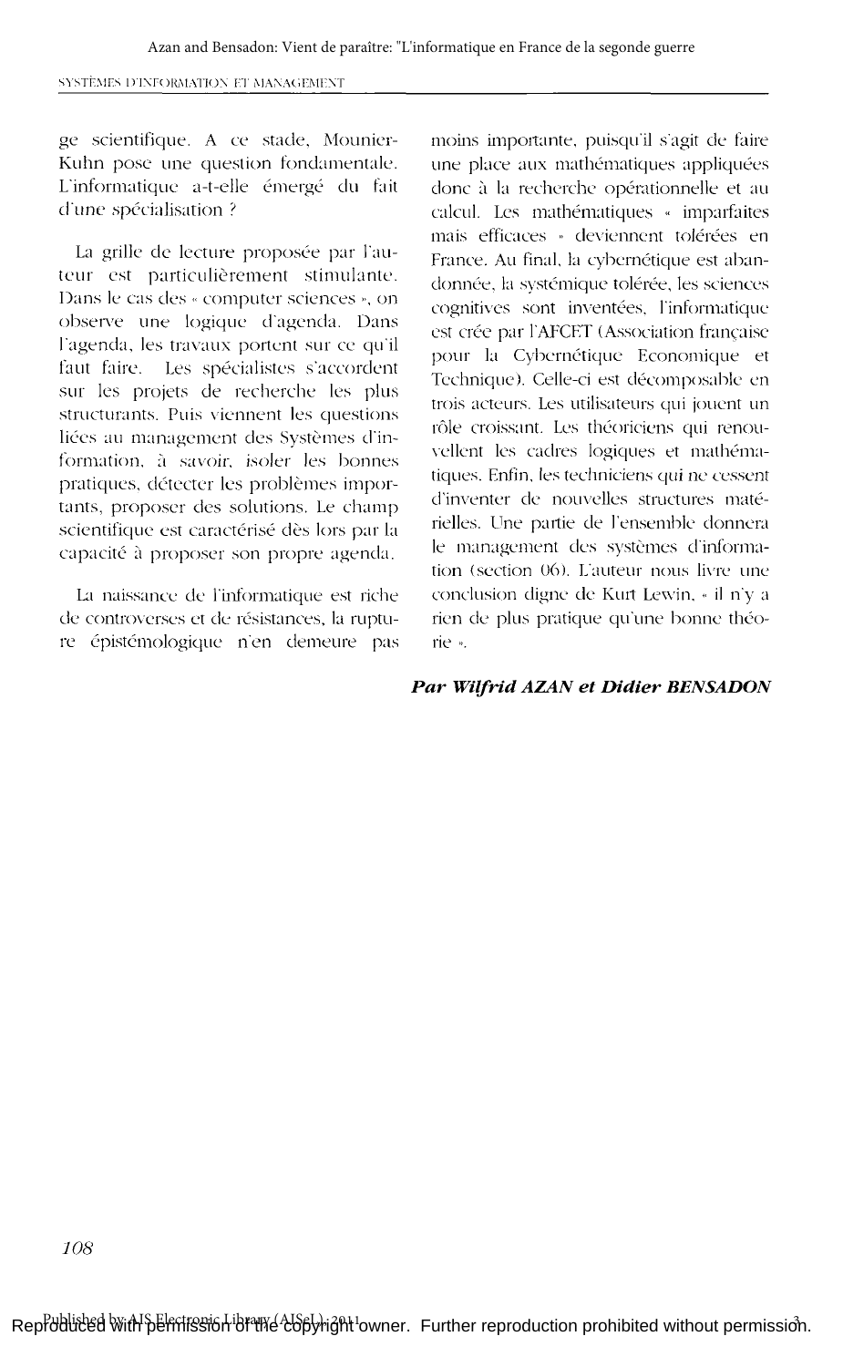ge scientifique. A ce stade, Mounier-Kuhn pose une question fondamentale. L'informatique a-t-elle émergé du fait d'une spécialisation ?

La grille de lecture proposée par l'auteur est particulièrement stimulante. Dans le cas des « computer sciences », on observe une logique d'agenda. Dans l'agenda, les travaux portent sur ce qu'il faut faire. Les spécialistes s'accordent sur les projets de recherche les plus structurants. Puis viennent les questions liées au management des Systèmes d'information, à savoir, isoler les bonnes pratiques, détecter les problèmes importants, proposer des solutions. Le champ scientifique est caractérisé dès lors par la capacité à proposer son propre agenda.

La naissance de l'informatique est riche de controverses et de résistances, la rupture épistémologique n'en demeure pas moins importante, puisqu'il s'agit de faire une place aux mathématiques appliquées donc à la recherche opérationnelle et au calcul. Les mathématiques « imparfaites mais efficaces » deviennent tolérées en France. Au final, la cybernétique est abandonnée, la systémique tolérée, les sciences cognitives sont inventées, l'informatique est crée par l'AFCET (Association française pour la Cybernétique Economique et Technique). Celle-ci est décomposable en trois acteurs. Les utilisateurs qui jouent un rôle croissant. Les théoriciens qui renouvellent les cadres logiques et mathématiques. Enfin, les techniciens qui ne cessent d'inventer de nouvelles structures matérielles. Une partie de l'ensemble donnera le management des systèmes d'information (section 06). L'auteur nous livre une conclusion digne de Kurt Lewin, « il n'y a rien de plus pratique qu'une bonne théorie ».

***Par Wilfrid AZAN et Didier BENSADON***